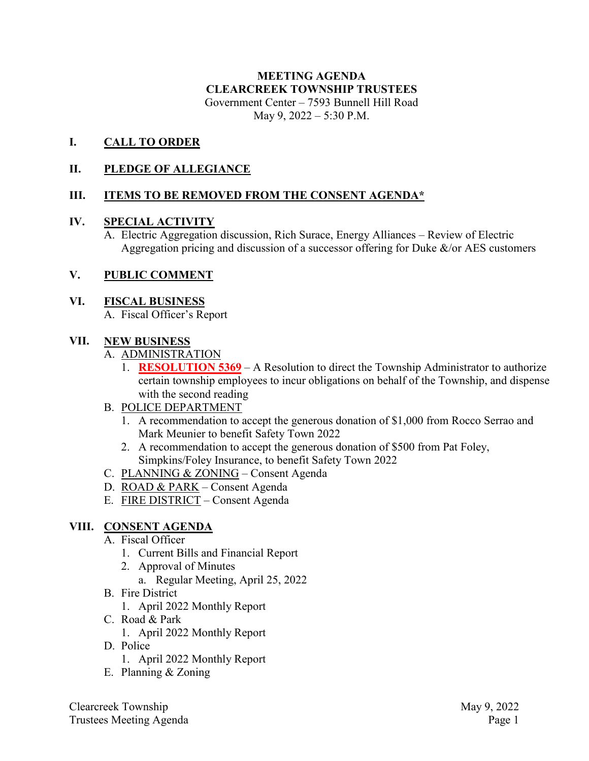**MEETING AGENDA**
**CLEARCREEK TOWNSHIP TRUSTEES**
Government Center – 7593 Bunnell Hill Road
May 9, 2022 – 5:30 P.M.

## I. CALL TO ORDER

## II. PLEDGE OF ALLEGIANCE

## III. ITEMS TO BE REMOVED FROM THE CONSENT AGENDA*

## IV. SPECIAL ACTIVITY

A. Electric Aggregation discussion, Rich Surace, Energy Alliances – Review of Electric Aggregation pricing and discussion of a successor offering for Duke &/or AES customers

## V. PUBLIC COMMENT

## VI. FISCAL BUSINESS

A. Fiscal Officer's Report

## VII. NEW BUSINESS

A. ADMINISTRATION
   1. **RESOLUTION 5369** – A Resolution to direct the Township Administrator to authorize certain township employees to incur obligations on behalf of the Township, and dispense with the second reading

B. POLICE DEPARTMENT
   1. A recommendation to accept the generous donation of $1,000 from Rocco Serrao and Mark Meunier to benefit Safety Town 2022
   2. A recommendation to accept the generous donation of $500 from Pat Foley, Simpkins/Foley Insurance, to benefit Safety Town 2022

C. PLANNING & ZONING – Consent Agenda

D. ROAD & PARK – Consent Agenda

E. FIRE DISTRICT – Consent Agenda

## VIII. CONSENT AGENDA

A. Fiscal Officer
   1. Current Bills and Financial Report
   2. Approval of Minutes
      a. Regular Meeting, April 25, 2022

B. Fire District
   1. April 2022 Monthly Report

C. Road & Park
   1. April 2022 Monthly Report

D. Police
   1. April 2022 Monthly Report

E. Planning & Zoning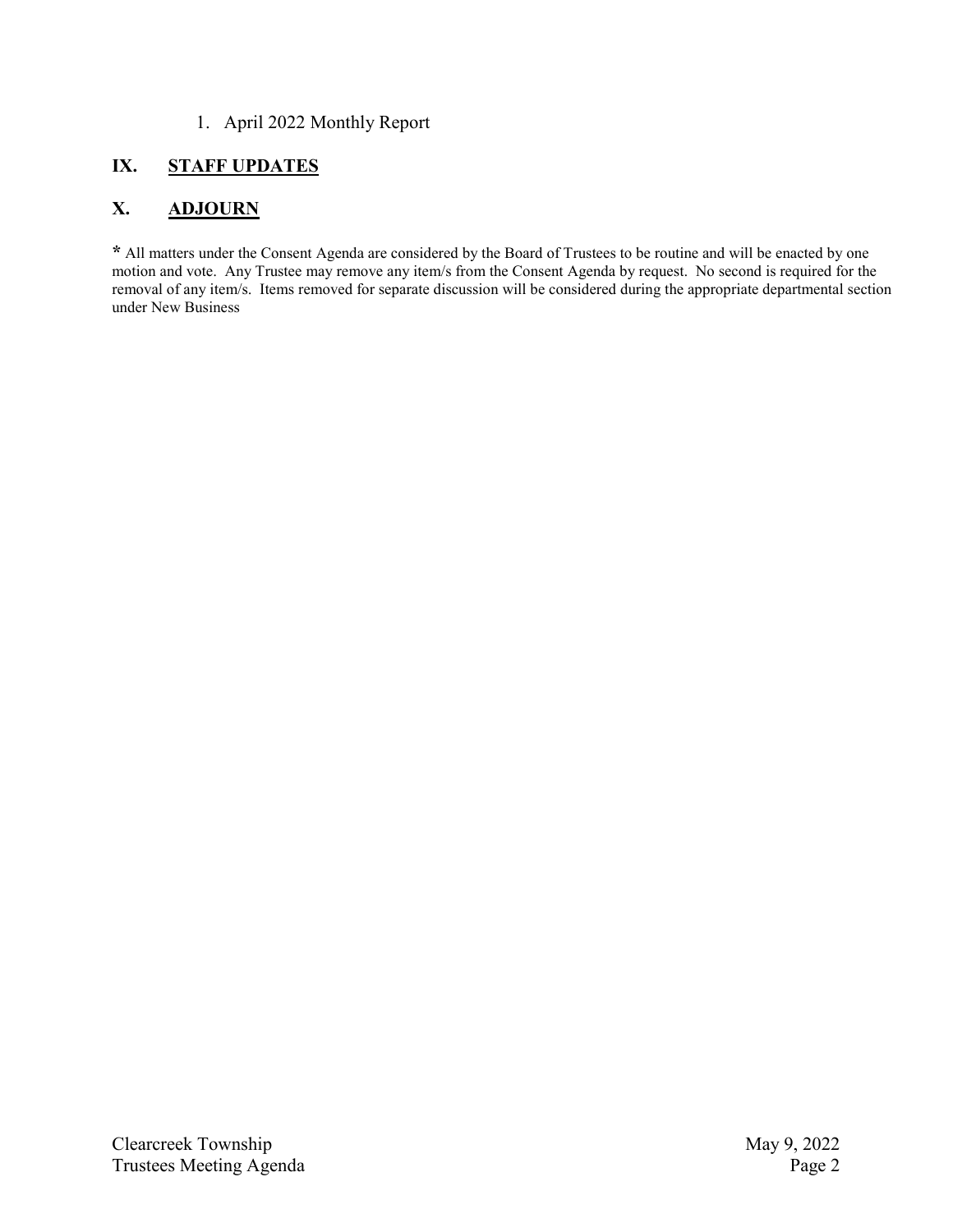1. April 2022 Monthly Report

## IX. STAFF UPDATES

## X. ADJOURN

* All matters under the Consent Agenda are considered by the Board of Trustees to be routine and will be enacted by one motion and vote. Any Trustee may remove any item/s from the Consent Agenda by request. No second is required for the removal of any item/s. Items removed for separate discussion will be considered during the appropriate departmental section under New Business